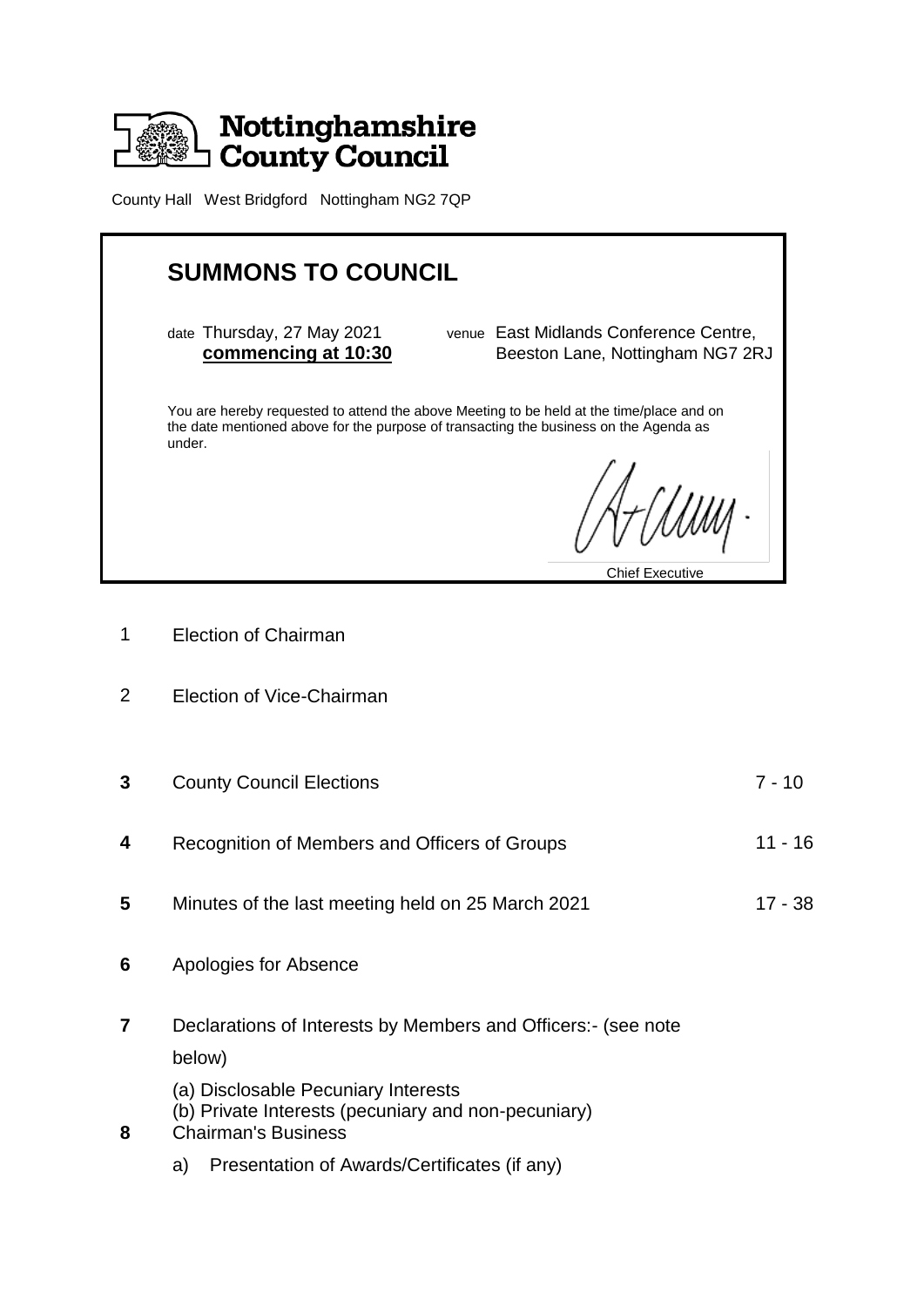# Nottinghamshire County Council

County Hall West Bridgford Nottingham NG2 7QP

## SUMMONS TO COUNCIL

date Thursday, 27 May 2021 **commencing at 10:30**

venue East Midlands Conference Centre, Beeston Lane, Nottingham NG7 2RJ

You are hereby requested to attend the above Meeting to be held at the time/place and on the date mentioned above for the purpose of transacting the business on the Agenda as under.

Chief Executive

| | | |
|---|---|---|
| 1 | Election of Chairman | |
| 2 | Election of Vice-Chairman | |
| **3** | County Council Elections | 7 - 10 |
| **4** | Recognition of Members and Officers of Groups | 11 - 16 |
| **5** | Minutes of the last meeting held on 25 March 2021 | 17 - 38 |
| **6** | Apologies for Absence | |
| **7** | Declarations of Interests by Members and Officers:- (see note below)<br>(a) Disclosable Pecuniary Interests<br>(b) Private Interests (pecuniary and non-pecuniary) | |
| **8** | Chairman's Business<br>a) Presentation of Awards/Certificates (if any) | |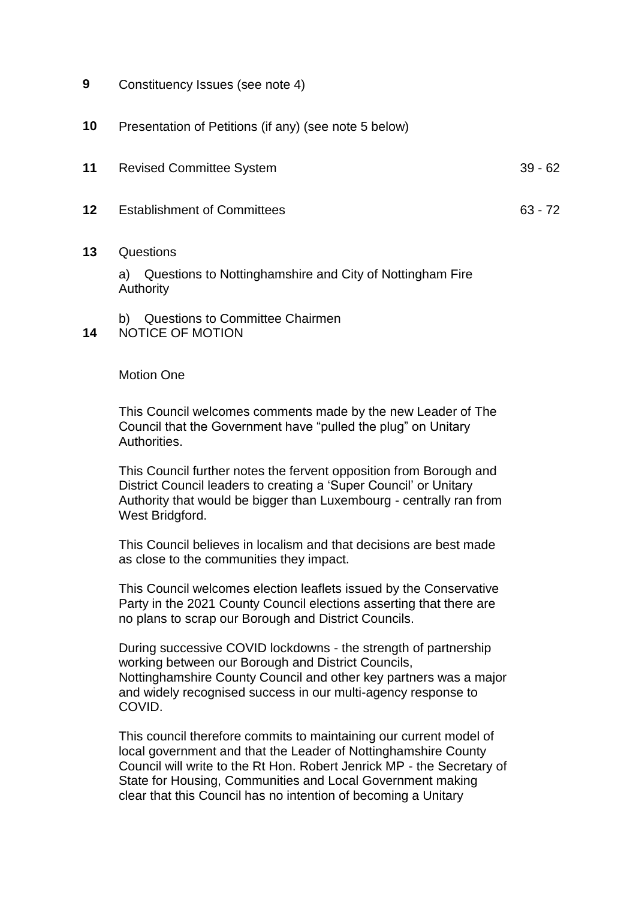| | | |
|---|---|---|
| **9** | Constituency Issues (see note 4) | |
| **10** | Presentation of Petitions (if any) (see note 5 below) | |
| **11** | Revised Committee System | 39 - 62 |
| **12** | Establishment of Committees | 63 - 72 |
| **13** | Questions | |

a) Questions to Nottinghamshire and City of Nottingham Fire Authority

b) Questions to Committee Chairmen

**14** NOTICE OF MOTION

Motion One

This Council welcomes comments made by the new Leader of The Council that the Government have "pulled the plug" on Unitary Authorities.

This Council further notes the fervent opposition from Borough and District Council leaders to creating a 'Super Council' or Unitary Authority that would be bigger than Luxembourg - centrally ran from West Bridgford.

This Council believes in localism and that decisions are best made as close to the communities they impact.

This Council welcomes election leaflets issued by the Conservative Party in the 2021 County Council elections asserting that there are no plans to scrap our Borough and District Councils.

During successive COVID lockdowns - the strength of partnership working between our Borough and District Councils, Nottinghamshire County Council and other key partners was a major and widely recognised success in our multi-agency response to COVID.

This council therefore commits to maintaining our current model of local government and that the Leader of Nottinghamshire County Council will write to the Rt Hon. Robert Jenrick MP - the Secretary of State for Housing, Communities and Local Government making clear that this Council has no intention of becoming a Unitary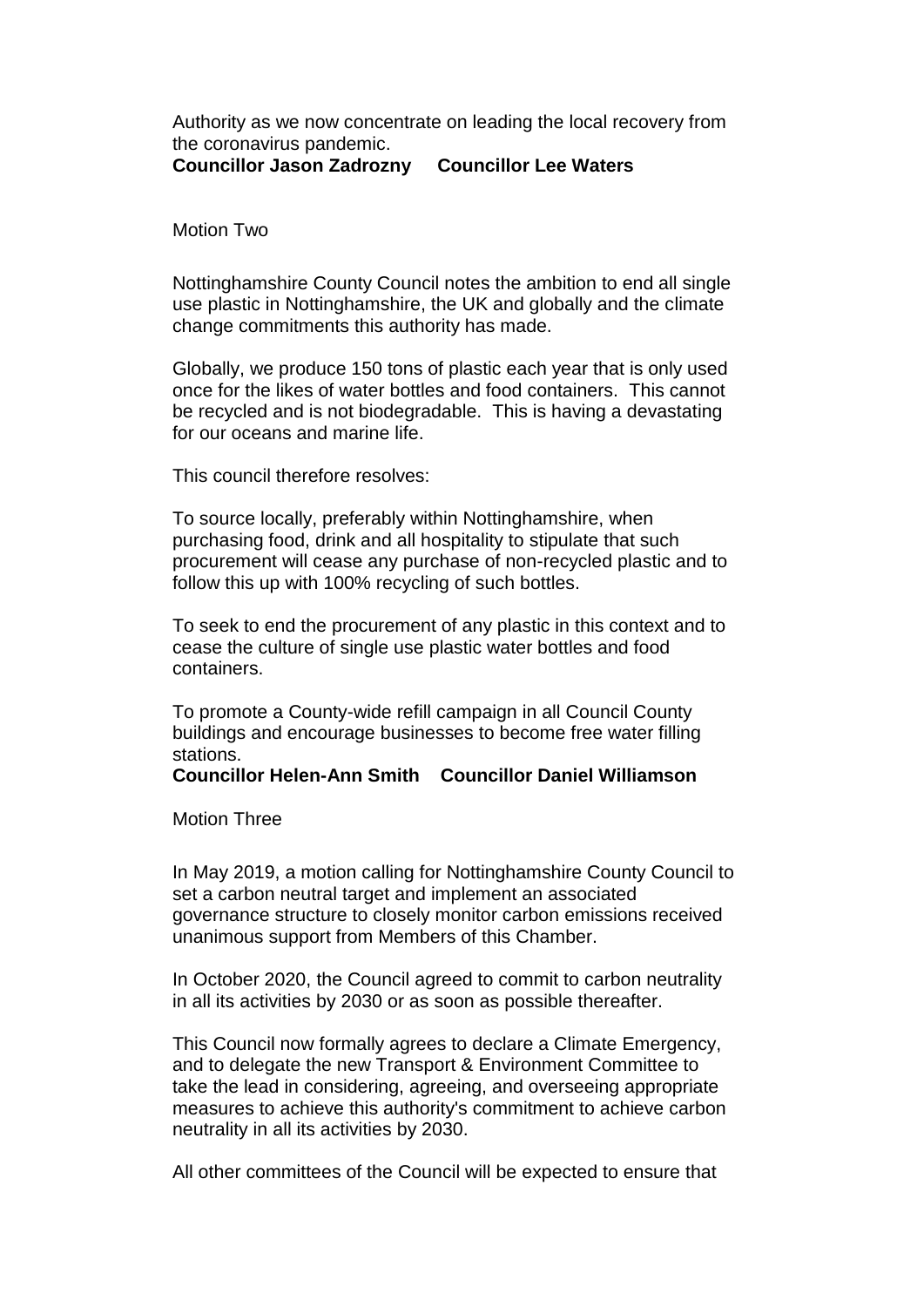Authority as we now concentrate on leading the local recovery from the coronavirus pandemic.

**Councillor Jason Zadrozny     Councillor Lee Waters**

Motion Two

Nottinghamshire County Council notes the ambition to end all single use plastic in Nottinghamshire, the UK and globally and the climate change commitments this authority has made.

Globally, we produce 150 tons of plastic each year that is only used once for the likes of water bottles and food containers. This cannot be recycled and is not biodegradable. This is having a devastating for our oceans and marine life.

This council therefore resolves:

To source locally, preferably within Nottinghamshire, when purchasing food, drink and all hospitality to stipulate that such procurement will cease any purchase of non-recycled plastic and to follow this up with 100% recycling of such bottles.

To seek to end the procurement of any plastic in this context and to cease the culture of single use plastic water bottles and food containers.

To promote a County-wide refill campaign in all Council County buildings and encourage businesses to become free water filling stations.

**Councillor Helen-Ann Smith    Councillor Daniel Williamson**

Motion Three

In May 2019, a motion calling for Nottinghamshire County Council to set a carbon neutral target and implement an associated governance structure to closely monitor carbon emissions received unanimous support from Members of this Chamber.

In October 2020, the Council agreed to commit to carbon neutrality in all its activities by 2030 or as soon as possible thereafter.

This Council now formally agrees to declare a Climate Emergency, and to delegate the new Transport & Environment Committee to take the lead in considering, agreeing, and overseeing appropriate measures to achieve this authority's commitment to achieve carbon neutrality in all its activities by 2030.

All other committees of the Council will be expected to ensure that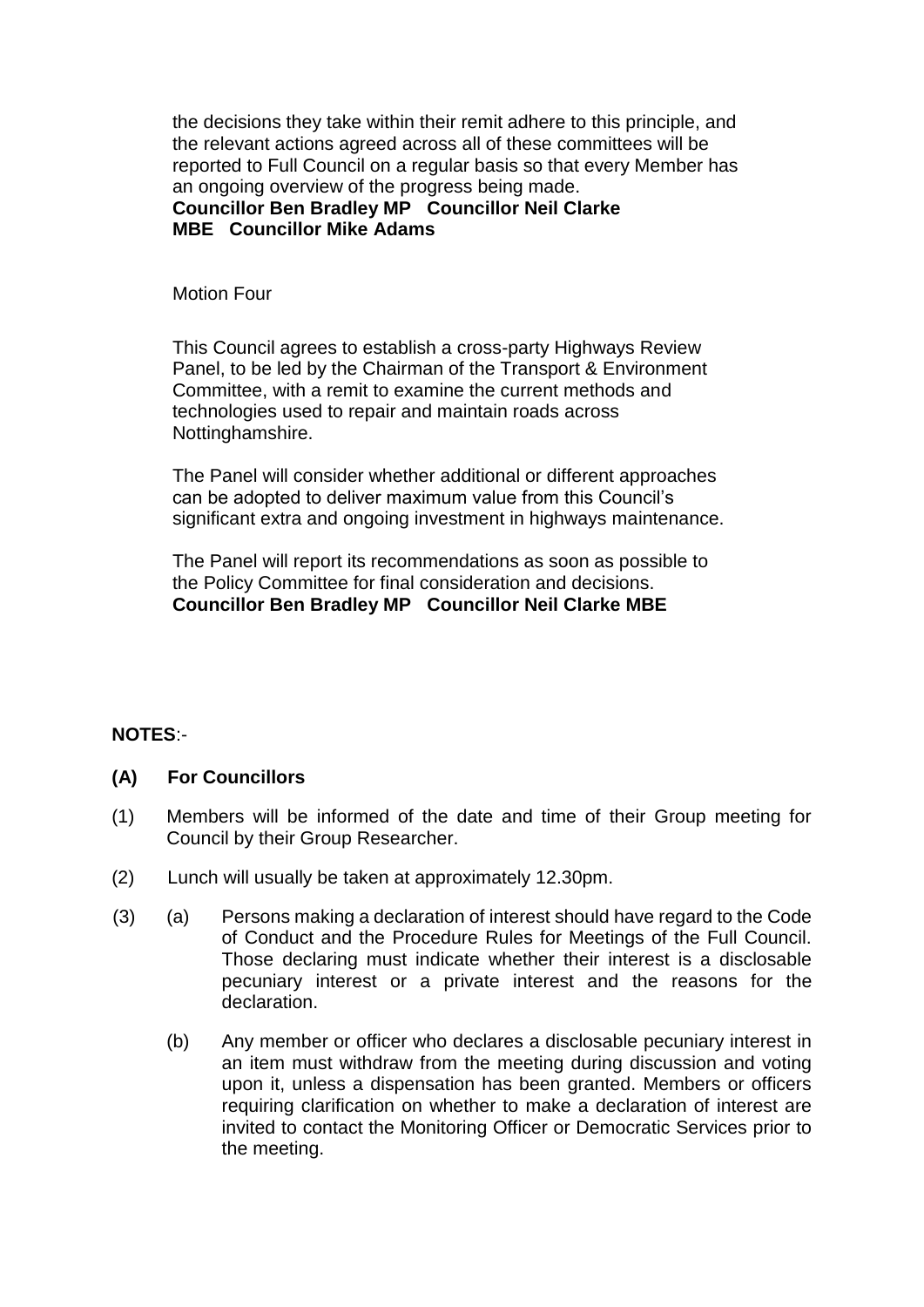the decisions they take within their remit adhere to this principle, and the relevant actions agreed across all of these committees will be reported to Full Council on a regular basis so that every Member has an ongoing overview of the progress being made.
**Councillor Ben Bradley MP Councillor Neil Clarke MBE Councillor Mike Adams**

Motion Four

This Council agrees to establish a cross-party Highways Review Panel, to be led by the Chairman of the Transport & Environment Committee, with a remit to examine the current methods and technologies used to repair and maintain roads across Nottinghamshire.

The Panel will consider whether additional or different approaches can be adopted to deliver maximum value from this Council's significant extra and ongoing investment in highways maintenance.

The Panel will report its recommendations as soon as possible to the Policy Committee for final consideration and decisions.
**Councillor Ben Bradley MP Councillor Neil Clarke MBE**

**NOTES**:-

**(A) For Councillors**

(1) Members will be informed of the date and time of their Group meeting for Council by their Group Researcher.

(2) Lunch will usually be taken at approximately 12.30pm.

(3) (a) Persons making a declaration of interest should have regard to the Code of Conduct and the Procedure Rules for Meetings of the Full Council. Those declaring must indicate whether their interest is a disclosable pecuniary interest or a private interest and the reasons for the declaration.

(b) Any member or officer who declares a disclosable pecuniary interest in an item must withdraw from the meeting during discussion and voting upon it, unless a dispensation has been granted. Members or officers requiring clarification on whether to make a declaration of interest are invited to contact the Monitoring Officer or Democratic Services prior to the meeting.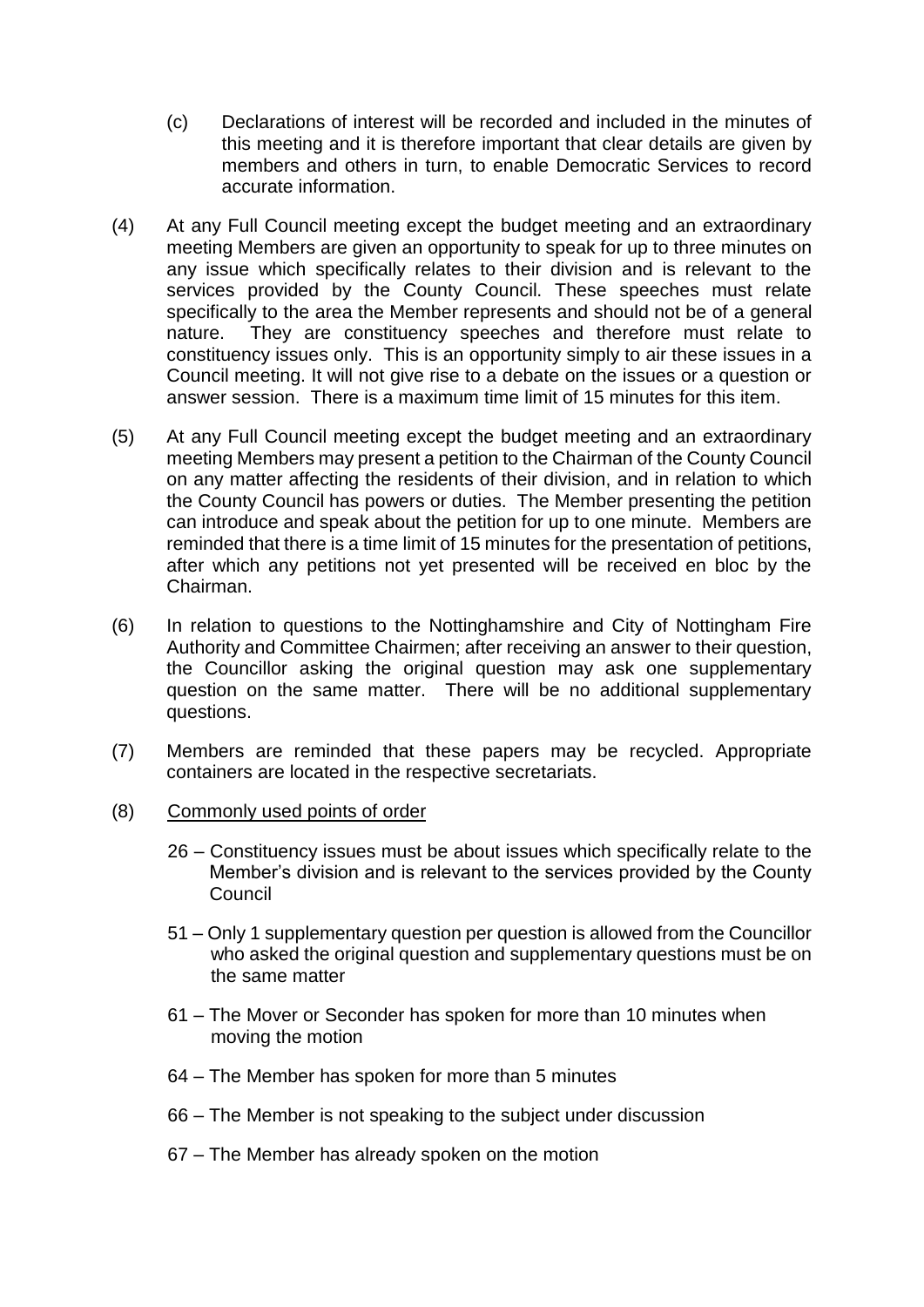(c) Declarations of interest will be recorded and included in the minutes of this meeting and it is therefore important that clear details are given by members and others in turn, to enable Democratic Services to record accurate information.

(4) At any Full Council meeting except the budget meeting and an extraordinary meeting Members are given an opportunity to speak for up to three minutes on any issue which specifically relates to their division and is relevant to the services provided by the County Council. These speeches must relate specifically to the area the Member represents and should not be of a general nature. They are constituency speeches and therefore must relate to constituency issues only. This is an opportunity simply to air these issues in a Council meeting. It will not give rise to a debate on the issues or a question or answer session. There is a maximum time limit of 15 minutes for this item.

(5) At any Full Council meeting except the budget meeting and an extraordinary meeting Members may present a petition to the Chairman of the County Council on any matter affecting the residents of their division, and in relation to which the County Council has powers or duties. The Member presenting the petition can introduce and speak about the petition for up to one minute. Members are reminded that there is a time limit of 15 minutes for the presentation of petitions, after which any petitions not yet presented will be received en bloc by the Chairman.

(6) In relation to questions to the Nottinghamshire and City of Nottingham Fire Authority and Committee Chairmen; after receiving an answer to their question, the Councillor asking the original question may ask one supplementary question on the same matter. There will be no additional supplementary questions.

(7) Members are reminded that these papers may be recycled. Appropriate containers are located in the respective secretariats.

(8) Commonly used points of order

26 – Constituency issues must be about issues which specifically relate to the Member's division and is relevant to the services provided by the County Council

51 – Only 1 supplementary question per question is allowed from the Councillor who asked the original question and supplementary questions must be on the same matter

61 – The Mover or Seconder has spoken for more than 10 minutes when moving the motion

64 – The Member has spoken for more than 5 minutes

66 – The Member is not speaking to the subject under discussion

67 – The Member has already spoken on the motion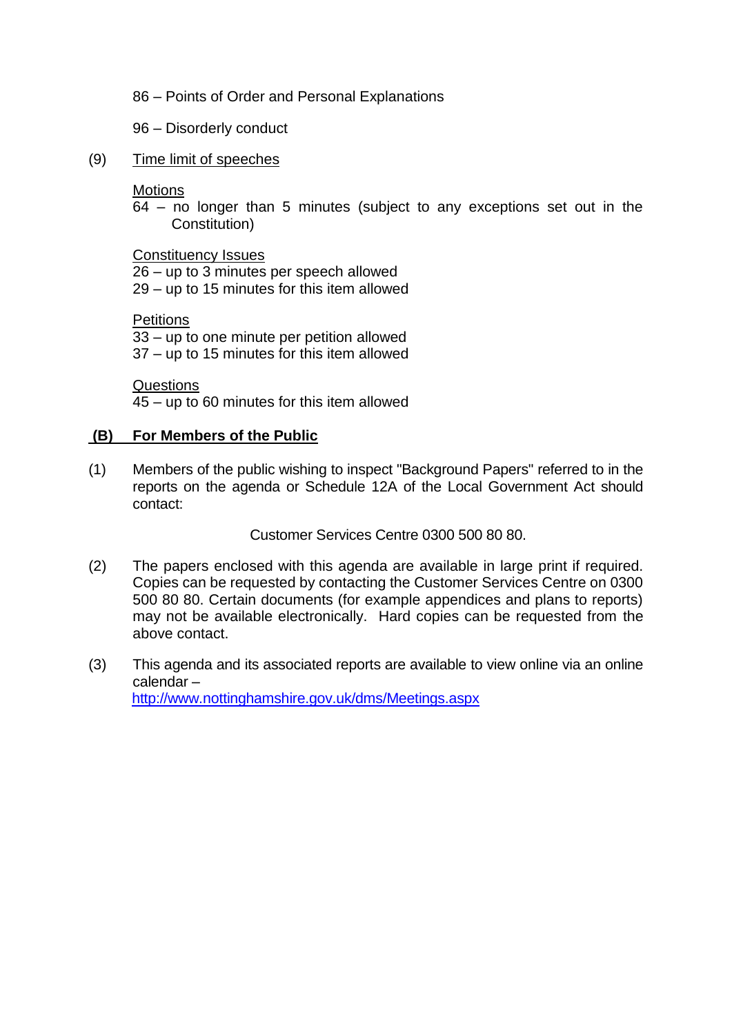86 – Points of Order and Personal Explanations

96 – Disorderly conduct

(9) Time limit of speeches

Motions
64 – no longer than 5 minutes (subject to any exceptions set out in the Constitution)

Constituency Issues
26 – up to 3 minutes per speech allowed
29 – up to 15 minutes for this item allowed

Petitions
33 – up to one minute per petition allowed
37 – up to 15 minutes for this item allowed

Questions
45 – up to 60 minutes for this item allowed

**(B) For Members of the Public**

(1) Members of the public wishing to inspect "Background Papers" referred to in the reports on the agenda or Schedule 12A of the Local Government Act should contact:

Customer Services Centre 0300 500 80 80.

(2) The papers enclosed with this agenda are available in large print if required. Copies can be requested by contacting the Customer Services Centre on 0300 500 80 80. Certain documents (for example appendices and plans to reports) may not be available electronically. Hard copies can be requested from the above contact.

(3) This agenda and its associated reports are available to view online via an online calendar – http://www.nottinghamshire.gov.uk/dms/Meetings.aspx